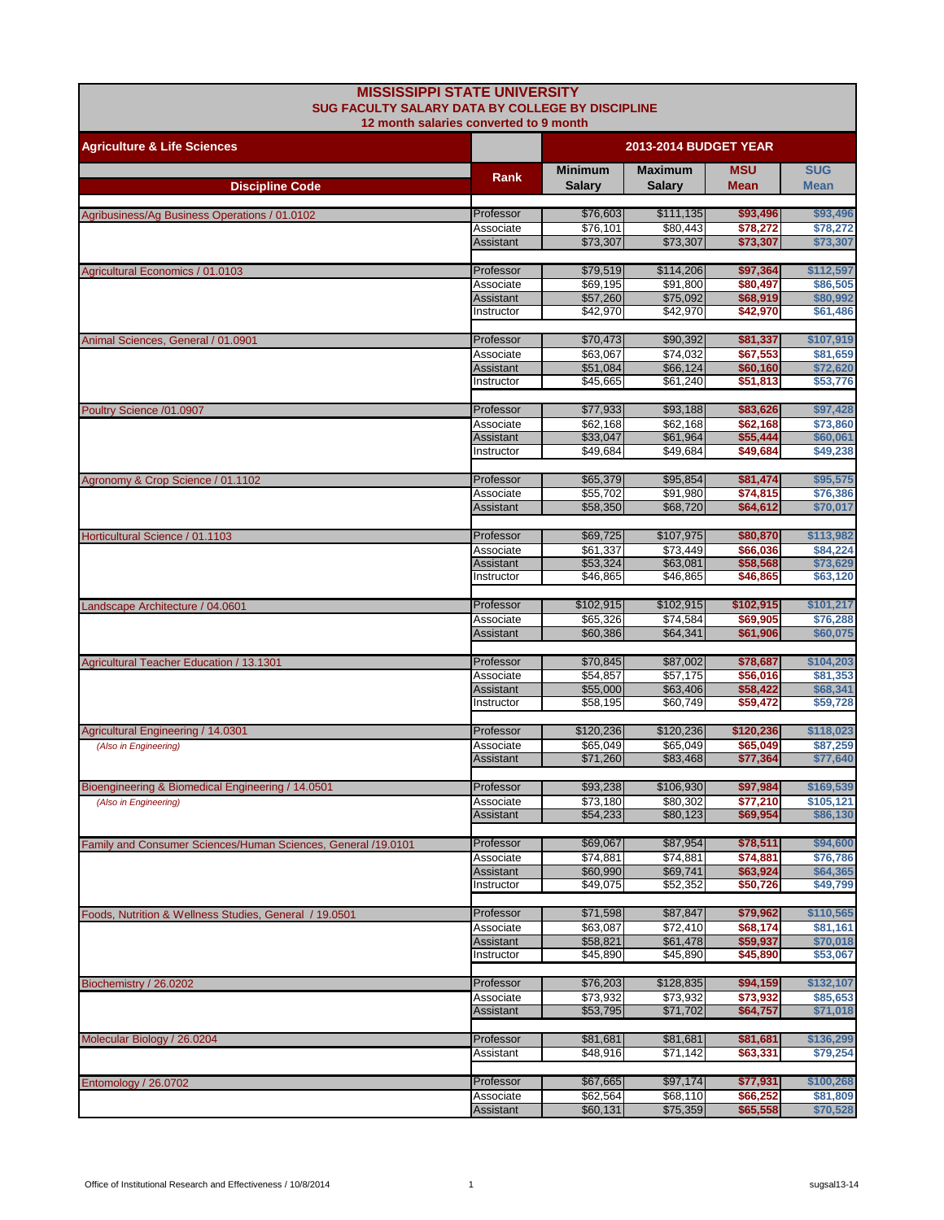# MISSISSIPPI STATE UNIVERSITY
## SUG FACULTY SALARY DATA BY COLLEGE BY DISCIPLINE
### 12 month salaries converted to 9 month

**Agriculture & Life Sciences** — 2013-2014 BUDGET YEAR

| Discipline Code | Rank | Minimum Salary | Maximum Salary | MSU Mean | SUG Mean |
|---|---|---|---|---|---|
| Agribusiness/Ag Business Operations / 01.0102 | Professor | $76,603 | $111,135 | $93,496 | $93,496 |
| | Associate | $76,101 | $80,443 | $78,272 | $78,272 |
| | Assistant | $73,307 | $73,307 | $73,307 | $73,307 |
| Agricultural Economics / 01.0103 | Professor | $79,519 | $114,206 | $97,364 | $112,597 |
| | Associate | $69,195 | $91,800 | $80,497 | $86,505 |
| | Assistant | $57,260 | $75,092 | $68,919 | $80,992 |
| | Instructor | $42,970 | $42,970 | $42,970 | $61,486 |
| Animal Sciences, General / 01.0901 | Professor | $70,473 | $90,392 | $81,337 | $107,919 |
| | Associate | $63,067 | $74,032 | $67,553 | $81,659 |
| | Assistant | $51,084 | $66,124 | $60,160 | $72,620 |
| | Instructor | $45,665 | $61,240 | $51,813 | $53,776 |
| Poultry Science /01.0907 | Professor | $77,933 | $93,188 | $83,626 | $97,428 |
| | Associate | $62,168 | $62,168 | $62,168 | $73,860 |
| | Assistant | $33,047 | $61,964 | $55,444 | $60,061 |
| | Instructor | $49,684 | $49,684 | $49,684 | $49,238 |
| Agronomy & Crop Science / 01.1102 | Professor | $65,379 | $95,854 | $81,474 | $95,575 |
| | Associate | $55,702 | $91,980 | $74,815 | $76,386 |
| | Assistant | $58,350 | $68,720 | $64,612 | $70,017 |
| Horticultural Science / 01.1103 | Professor | $69,725 | $107,975 | $80,870 | $113,982 |
| | Associate | $61,337 | $73,449 | $66,036 | $84,224 |
| | Assistant | $53,324 | $63,081 | $58,568 | $73,629 |
| | Instructor | $46,865 | $46,865 | $46,865 | $63,120 |
| Landscape Architecture / 04.0601 | Professor | $102,915 | $102,915 | $102,915 | $101,217 |
| | Associate | $65,326 | $74,584 | $69,905 | $76,288 |
| | Assistant | $60,386 | $64,341 | $61,906 | $60,075 |
| Agricultural Teacher Education / 13.1301 | Professor | $70,845 | $87,002 | $78,687 | $104,203 |
| | Associate | $54,857 | $57,175 | $56,016 | $81,353 |
| | Assistant | $55,000 | $63,406 | $58,422 | $68,341 |
| | Instructor | $58,195 | $60,749 | $59,472 | $59,728 |
| Agricultural Engineering / 14.0301 | Professor | $120,236 | $120,236 | $120,236 | $118,023 |
| *(Also in Engineering)* | Associate | $65,049 | $65,049 | $65,049 | $87,259 |
| | Assistant | $71,260 | $83,468 | $77,364 | $77,640 |
| Bioengineering & Biomedical Engineering / 14.0501 | Professor | $93,238 | $106,930 | $97,984 | $169,539 |
| *(Also in Engineering)* | Associate | $73,180 | $80,302 | $77,210 | $105,121 |
| | Assistant | $54,233 | $80,123 | $69,954 | $86,130 |
| Family and Consumer Sciences/Human Sciences, General /19.0101 | Professor | $69,067 | $87,954 | $78,511 | $94,600 |
| | Associate | $74,881 | $74,881 | $74,881 | $76,786 |
| | Assistant | $60,990 | $69,741 | $63,924 | $64,365 |
| | Instructor | $49,075 | $52,352 | $50,726 | $49,799 |
| Foods, Nutrition & Wellness Studies, General / 19.0501 | Professor | $71,598 | $87,847 | $79,962 | $110,565 |
| | Associate | $63,087 | $72,410 | $68,174 | $81,161 |
| | Assistant | $58,821 | $61,478 | $59,937 | $70,018 |
| | Instructor | $45,890 | $45,890 | $45,890 | $53,067 |
| Biochemistry / 26.0202 | Professor | $76,203 | $128,835 | $94,159 | $132,107 |
| | Associate | $73,932 | $73,932 | $73,932 | $85,653 |
| | Assistant | $53,795 | $71,702 | $64,757 | $71,018 |
| Molecular Biology / 26.0204 | Professor | $81,681 | $81,681 | $81,681 | $136,299 |
| | Assistant | $48,916 | $71,142 | $63,331 | $79,254 |
| Entomology / 26.0702 | Professor | $67,665 | $97,174 | $77,931 | $100,268 |
| | Associate | $62,564 | $68,110 | $66,252 | $81,809 |
| | Assistant | $60,131 | $75,359 | $65,558 | $70,528 |

Office of Institutional Research and Effectiveness / 10/8/2014 — sugsal13-14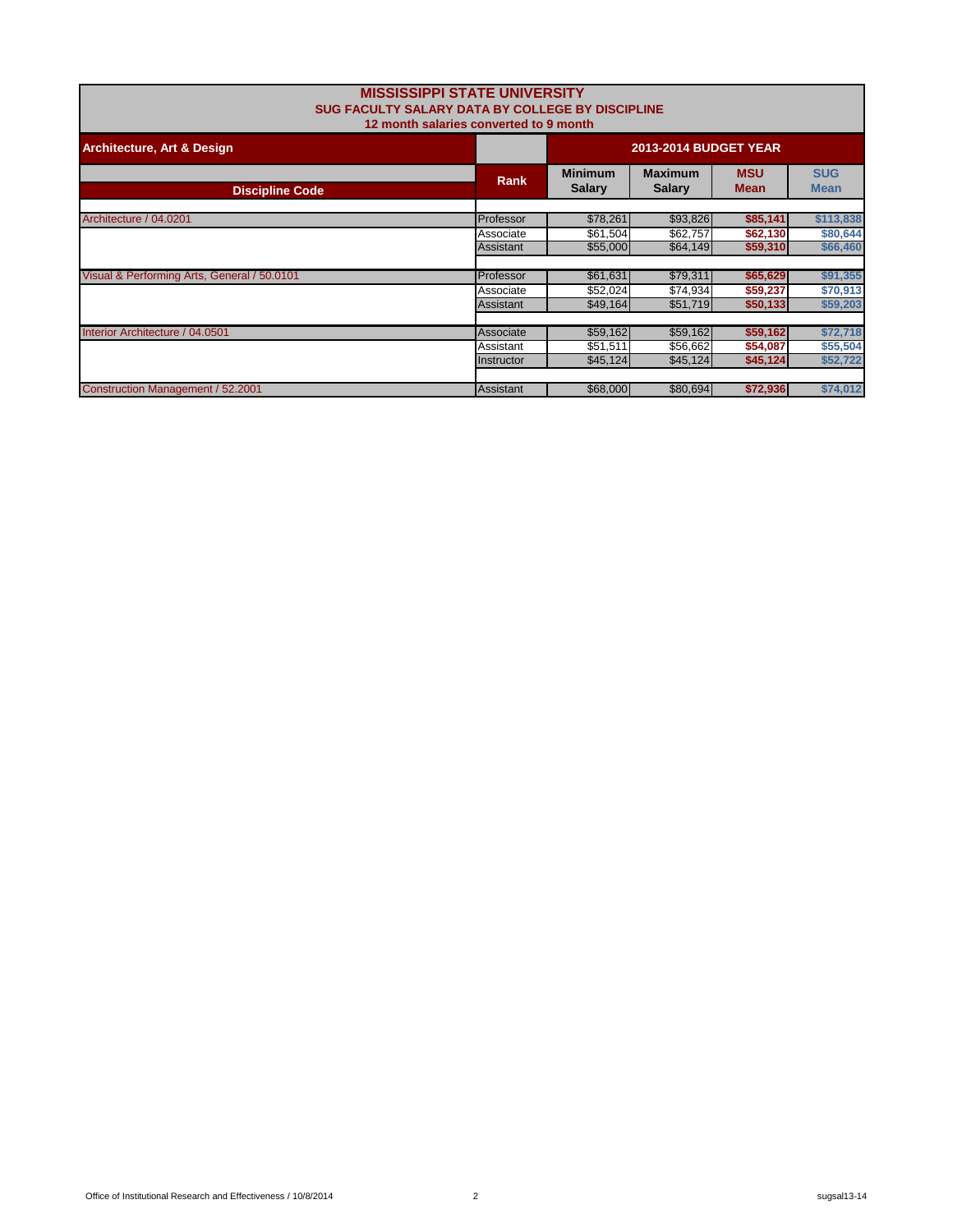# MISSISSIPPI STATE UNIVERSITY

## SUG FACULTY SALARY DATA BY COLLEGE BY DISCIPLINE

### 12 month salaries converted to 9 month

| Architecture, Art & Design | | 2013-2014 BUDGET YEAR | | | |
|---|---|---|---|---|---|
| **Discipline Code** | **Rank** | **Minimum Salary** | **Maximum Salary** | **MSU Mean** | **SUG Mean** |
| Architecture / 04.0201 | Professor | $78,261 | $93,826 | $85,141 | $113,838 |
| | Associate | $61,504 | $62,757 | $62,130 | $80,644 |
| | Assistant | $55,000 | $64,149 | $59,310 | $66,460 |
| Visual & Performing Arts, General / 50.0101 | Professor | $61,631 | $79,311 | $65,629 | $91,355 |
| | Associate | $52,024 | $74,934 | $59,237 | $70,913 |
| | Assistant | $49,164 | $51,719 | $50,133 | $59,203 |
| Interior Architecture / 04.0501 | Associate | $59,162 | $59,162 | $59,162 | $72,718 |
| | Assistant | $51,511 | $56,662 | $54,087 | $55,504 |
| | Instructor | $45,124 | $45,124 | $45,124 | $52,722 |
| Construction Management / 52.2001 | Assistant | $68,000 | $80,694 | $72,936 | $74,012 |

Office of Institutional Research and Effectiveness / 10/8/2014 sugsal13-14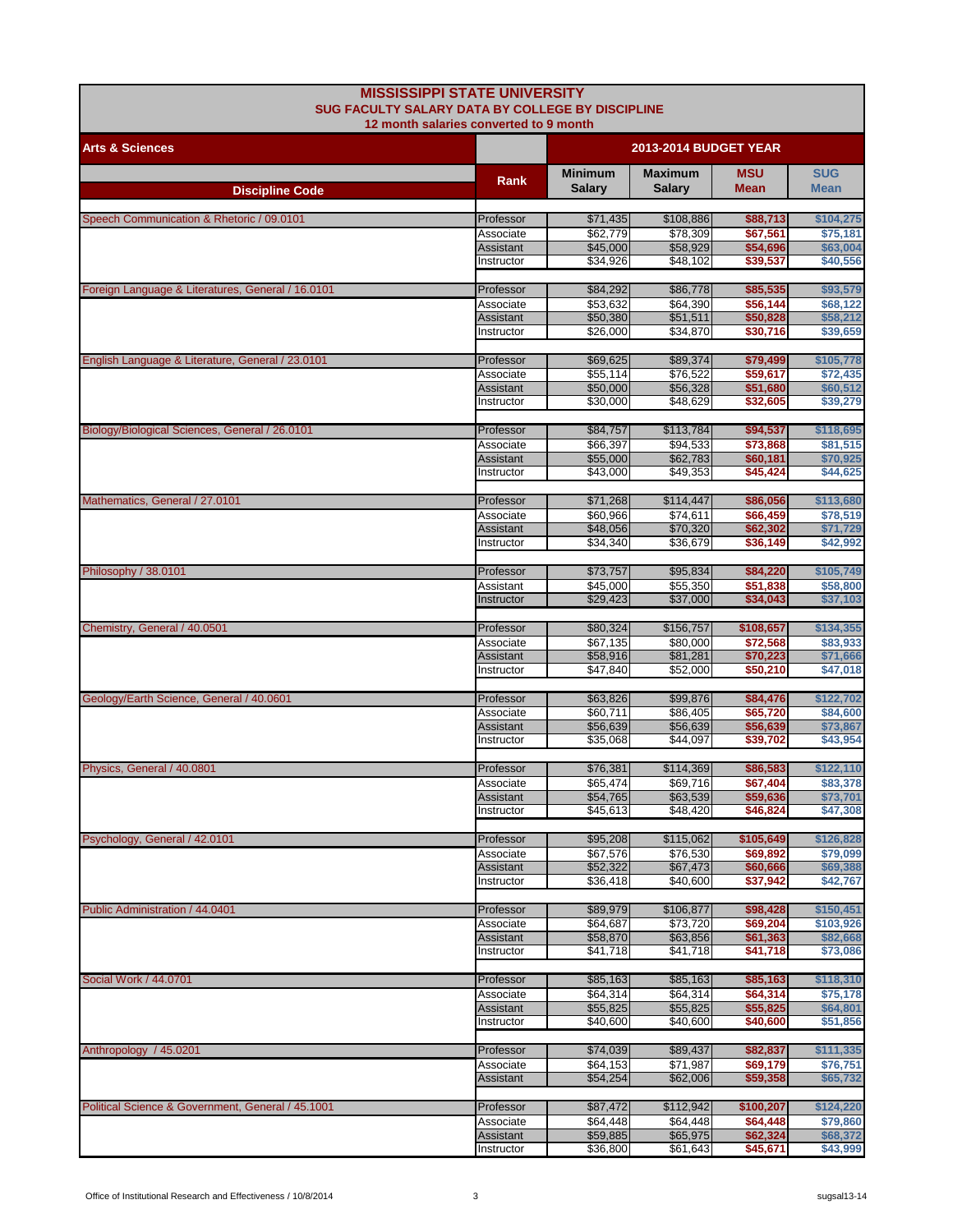# MISSISSIPPI STATE UNIVERSITY

## SUG FACULTY SALARY DATA BY COLLEGE BY DISCIPLINE

### 12 month salaries converted to 9 month

| Arts & Sciences | | 2013-2014 BUDGET YEAR | | | |
|---|---|---|---|---|---|
| **Discipline Code** | **Rank** | **Minimum Salary** | **Maximum Salary** | **MSU Mean** | **SUG Mean** |
| Speech Communication & Rhetoric / 09.0101 | Professor | $71,435 | $108,886 | $88,713 | $104,275 |
| | Associate | $62,779 | $78,309 | $67,561 | $75,181 |
| | Assistant | $45,000 | $58,929 | $54,696 | $63,004 |
| | Instructor | $34,926 | $48,102 | $39,537 | $40,556 |
| Foreign Language & Literatures, General / 16.0101 | Professor | $84,292 | $86,778 | $85,535 | $93,579 |
| | Associate | $53,632 | $64,390 | $56,144 | $68,122 |
| | Assistant | $50,380 | $51,511 | $50,828 | $58,212 |
| | Instructor | $26,000 | $34,870 | $30,716 | $39,659 |
| English Language & Literature, General / 23.0101 | Professor | $69,625 | $89,374 | $79,499 | $105,778 |
| | Associate | $55,114 | $76,522 | $59,617 | $72,435 |
| | Assistant | $50,000 | $56,328 | $51,680 | $60,512 |
| | Instructor | $30,000 | $48,629 | $32,605 | $39,279 |
| Biology/Biological Sciences, General / 26.0101 | Professor | $84,757 | $113,784 | $94,537 | $118,695 |
| | Associate | $66,397 | $94,533 | $73,868 | $81,515 |
| | Assistant | $55,000 | $62,783 | $60,181 | $70,925 |
| | Instructor | $43,000 | $49,353 | $45,424 | $44,625 |
| Mathematics, General / 27.0101 | Professor | $71,268 | $114,447 | $86,056 | $113,680 |
| | Associate | $60,966 | $74,611 | $66,459 | $78,519 |
| | Assistant | $48,056 | $70,320 | $62,302 | $71,729 |
| | Instructor | $34,340 | $36,679 | $36,149 | $42,992 |
| Philosophy / 38.0101 | Professor | $73,757 | $95,834 | $84,220 | $105,749 |
| | Assistant | $45,000 | $55,350 | $51,838 | $58,800 |
| | Instructor | $29,423 | $37,000 | $34,043 | $37,103 |
| Chemistry, General / 40.0501 | Professor | $80,324 | $156,757 | $108,657 | $134,355 |
| | Associate | $67,135 | $80,000 | $72,568 | $83,933 |
| | Assistant | $58,916 | $81,281 | $70,223 | $71,666 |
| | Instructor | $47,840 | $52,000 | $50,210 | $47,018 |
| Geology/Earth Science, General / 40.0601 | Professor | $63,826 | $99,876 | $84,476 | $122,702 |
| | Associate | $60,711 | $86,405 | $65,720 | $84,600 |
| | Assistant | $56,639 | $56,639 | $56,639 | $73,867 |
| | Instructor | $35,068 | $44,097 | $39,702 | $43,954 |
| Physics, General / 40.0801 | Professor | $76,381 | $114,369 | $86,583 | $122,110 |
| | Associate | $65,474 | $69,716 | $67,404 | $83,378 |
| | Assistant | $54,765 | $63,539 | $59,636 | $73,701 |
| | Instructor | $45,613 | $48,420 | $46,824 | $47,308 |
| Psychology, General / 42.0101 | Professor | $95,208 | $115,062 | $105,649 | $126,828 |
| | Associate | $67,576 | $76,530 | $69,892 | $79,099 |
| | Assistant | $52,322 | $67,473 | $60,666 | $69,388 |
| | Instructor | $36,418 | $40,600 | $37,942 | $42,767 |
| Public Administration / 44.0401 | Professor | $89,979 | $106,877 | $98,428 | $150,451 |
| | Associate | $64,687 | $73,720 | $69,204 | $103,926 |
| | Assistant | $58,870 | $63,856 | $61,363 | $82,668 |
| | Instructor | $41,718 | $41,718 | $41,718 | $73,086 |
| Social Work / 44.0701 | Professor | $85,163 | $85,163 | $85,163 | $118,310 |
| | Associate | $64,314 | $64,314 | $64,314 | $75,178 |
| | Assistant | $55,825 | $55,825 | $55,825 | $64,801 |
| | Instructor | $40,600 | $40,600 | $40,600 | $51,856 |
| Anthropology / 45.0201 | Professor | $74,039 | $89,437 | $82,837 | $111,335 |
| | Associate | $64,153 | $71,987 | $69,179 | $76,751 |
| | Assistant | $54,254 | $62,006 | $59,358 | $65,732 |
| Political Science & Government, General / 45.1001 | Professor | $87,472 | $112,942 | $100,207 | $124,220 |
| | Associate | $64,448 | $64,448 | $64,448 | $79,860 |
| | Assistant | $59,885 | $65,975 | $62,324 | $68,372 |
| | Instructor | $36,800 | $61,643 | $45,671 | $43,999 |

Office of Institutional Research and Effectiveness / 10/8/2014 sugsal13-14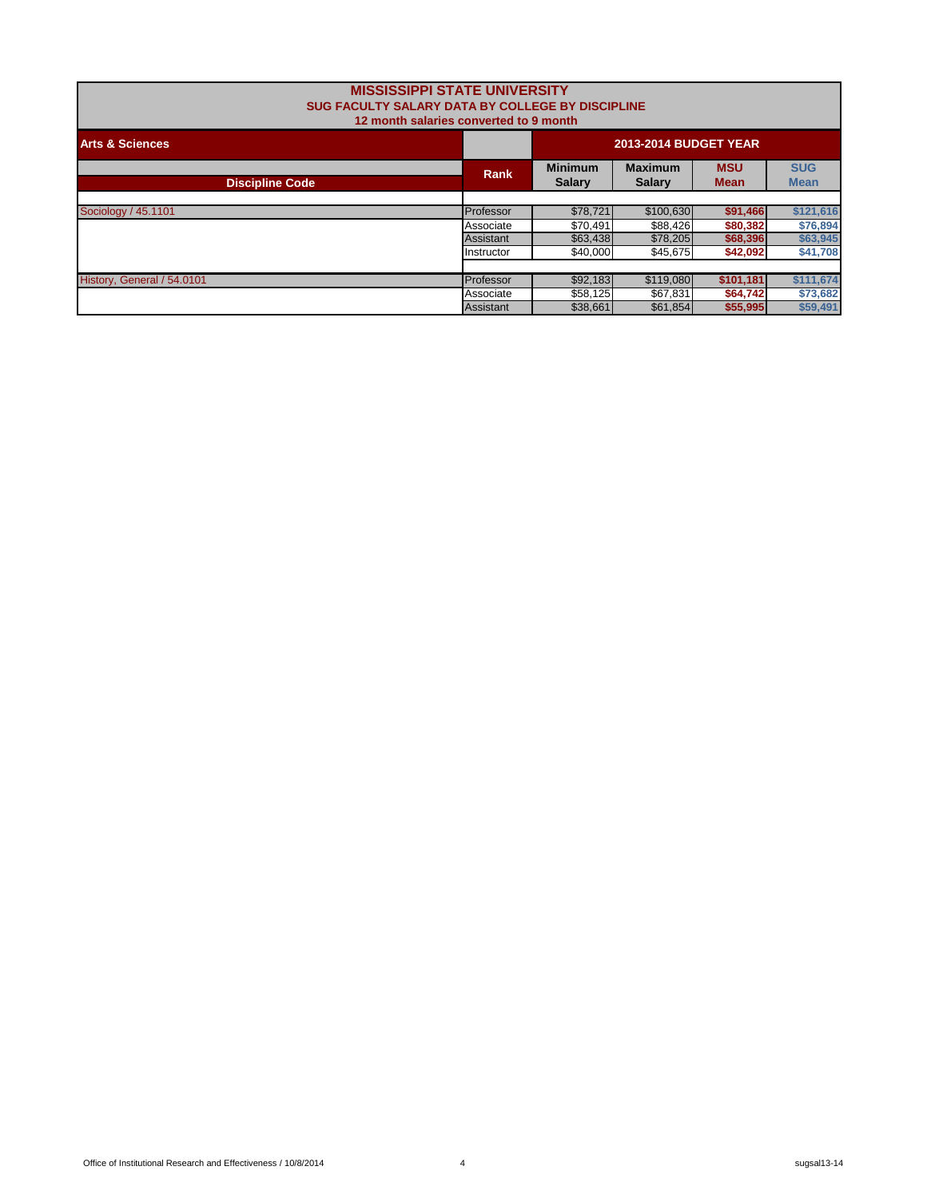# MISSISSIPPI STATE UNIVERSITY

## SUG FACULTY SALARY DATA BY COLLEGE BY DISCIPLINE

### 12 month salaries converted to 9 month

| Arts & Sciences | | 2013-2014 BUDGET YEAR | | | |
|---|---|---|---|---|---|
| **Discipline Code** | **Rank** | **Minimum Salary** | **Maximum Salary** | **MSU Mean** | **SUG Mean** |
| Sociology / 45.1101 | Professor | $78,721 | $100,630 | $91,466 | $121,616 |
| | Associate | $70,491 | $88,426 | $80,382 | $76,894 |
| | Assistant | $63,438 | $78,205 | $68,396 | $63,945 |
| | Instructor | $40,000 | $45,675 | $42,092 | $41,708 |
| History, General / 54.0101 | Professor | $92,183 | $119,080 | $101,181 | $111,674 |
| | Associate | $58,125 | $67,831 | $64,742 | $73,682 |
| | Assistant | $38,661 | $61,854 | $55,995 | $59,491 |

Office of Institutional Research and Effectiveness / 10/8/2014 sugsal13-14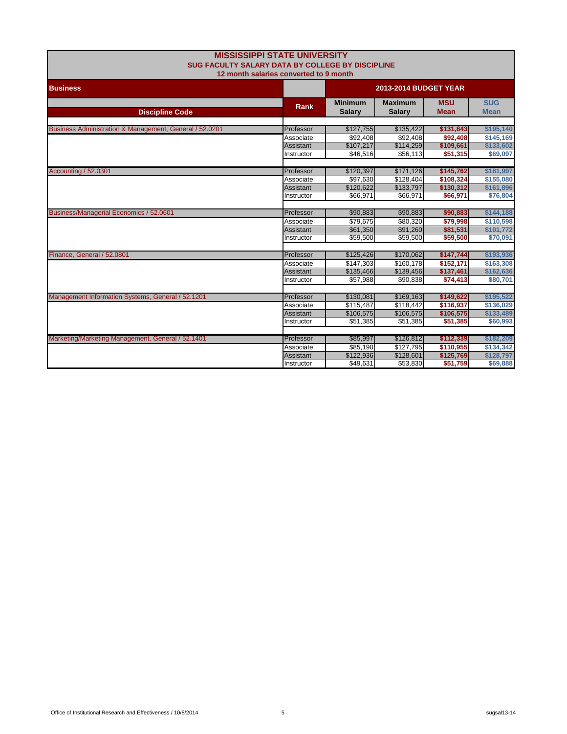# MISSISSIPPI STATE UNIVERSITY
## SUG FACULTY SALARY DATA BY COLLEGE BY DISCIPLINE
### 12 month salaries converted to 9 month

| Business | | 2013-2014 BUDGET YEAR | | | |
|---|---|---|---|---|---|
| Discipline Code | Rank | Minimum Salary | Maximum Salary | MSU Mean | SUG Mean |
| Business Administration & Management, General / 52.0201 | Professor | $127,755 | $135,422 | $131,843 | $195,140 |
| | Associate | $92,408 | $92,408 | $92,408 | $145,169 |
| | Assistant | $107,217 | $114,259 | $109,661 | $133,602 |
| | Instructor | $46,516 | $56,113 | $51,315 | $69,097 |
| Accounting / 52.0301 | Professor | $120,397 | $171,126 | $145,762 | $181,997 |
| | Associate | $97,630 | $128,404 | $108,324 | $155,080 |
| | Assistant | $120,622 | $133,797 | $130,312 | $161,896 |
| | Instructor | $66,971 | $66,971 | $66,971 | $76,804 |
| Business/Managerial Economics / 52.0601 | Professor | $90,883 | $90,883 | $90,883 | $144,188 |
| | Associate | $79,675 | $80,320 | $79,998 | $110,598 |
| | Assistant | $61,350 | $91,260 | $81,531 | $101,772 |
| | Instructor | $59,500 | $59,500 | $59,500 | $70,091 |
| Finance, General / 52.0801 | Professor | $125,426 | $170,062 | $147,744 | $193,936 |
| | Associate | $147,303 | $160,178 | $152,171 | $163,308 |
| | Assistant | $135,466 | $139,456 | $137,461 | $162,636 |
| | Instructor | $57,988 | $90,838 | $74,413 | $80,701 |
| Management Information Systems, General / 52.1201 | Professor | $130,081 | $169,163 | $149,622 | $195,522 |
| | Associate | $115,487 | $118,442 | $116,937 | $136,029 |
| | Assistant | $106,575 | $106,575 | $106,575 | $133,489 |
| | Instructor | $51,385 | $51,385 | $51,385 | $60,993 |
| Marketing/Marketing Management, General / 52.1401 | Professor | $85,997 | $126,812 | $112,339 | $182,209 |
| | Associate | $85,190 | $127,795 | $110,955 | $134,342 |
| | Assistant | $122,936 | $128,601 | $125,769 | $128,797 |
| | Instructor | $49,631 | $53,830 | $51,759 | $69,888 |

Office of Institutional Research and Effectiveness / 10/8/2014 sugsal13-14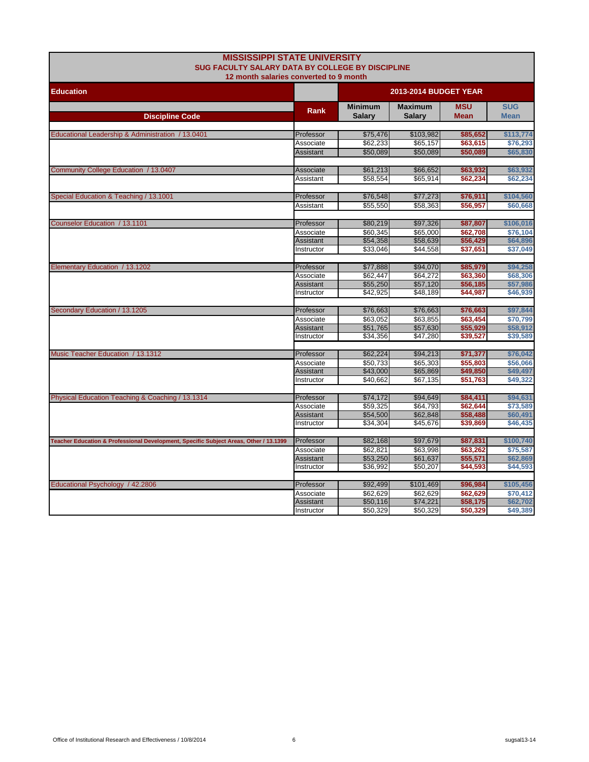# MISSISSIPPI STATE UNIVERSITY
## SUG FACULTY SALARY DATA BY COLLEGE BY DISCIPLINE
### 12 month salaries converted to 9 month

| Education | | 2013-2014 BUDGET YEAR | | | |
|---|---|---|---|---|---|
| Discipline Code | Rank | Minimum Salary | Maximum Salary | MSU Mean | SUG Mean |
| Educational Leadership & Administration / 13.0401 | Professor | $75,476 | $103,982 | $85,652 | $113,774 |
| | Associate | $62,233 | $65,157 | $63,615 | $76,293 |
| | Assistant | $50,089 | $50,089 | $50,089 | $65,830 |
| Community College Education / 13.0407 | Associate | $61,213 | $66,652 | $63,932 | $63,932 |
| | Assistant | $58,554 | $65,914 | $62,234 | $62,234 |
| Special Education & Teaching / 13.1001 | Professor | $76,548 | $77,273 | $76,911 | $104,560 |
| | Assistant | $55,550 | $58,363 | $56,957 | $60,668 |
| Counselor Education / 13.1101 | Professor | $80,219 | $97,326 | $87,807 | $106,016 |
| | Associate | $60,345 | $65,000 | $62,708 | $76,104 |
| | Assistant | $54,358 | $58,639 | $56,429 | $64,896 |
| | Instructor | $33,046 | $44,558 | $37,651 | $37,049 |
| Elementary Education / 13.1202 | Professor | $77,888 | $94,070 | $85,979 | $94,258 |
| | Associate | $62,447 | $64,272 | $63,360 | $68,306 |
| | Assistant | $55,250 | $57,120 | $56,185 | $57,986 |
| | Instructor | $42,925 | $48,189 | $44,987 | $46,939 |
| Secondary Education / 13.1205 | Professor | $76,663 | $76,663 | $76,663 | $97,844 |
| | Associate | $63,052 | $63,855 | $63,454 | $70,799 |
| | Assistant | $51,765 | $57,630 | $55,929 | $58,912 |
| | Instructor | $34,356 | $47,280 | $39,527 | $39,589 |
| Music Teacher Education / 13.1312 | Professor | $62,224 | $94,213 | $71,377 | $76,042 |
| | Associate | $50,733 | $65,303 | $55,803 | $56,066 |
| | Assistant | $43,000 | $65,869 | $49,850 | $49,497 |
| | Instructor | $40,662 | $67,135 | $51,763 | $49,322 |
| Physical Education Teaching & Coaching / 13.1314 | Professor | $74,172 | $94,649 | $84,411 | $94,631 |
| | Associate | $59,325 | $64,793 | $62,644 | $73,589 |
| | Assistant | $54,500 | $62,848 | $58,488 | $60,491 |
| | Instructor | $34,304 | $45,676 | $39,869 | $46,435 |
| Teacher Education & Professional Development, Specific Subject Areas, Other / 13.1399 | Professor | $82,168 | $97,679 | $87,831 | $100,740 |
| | Associate | $62,821 | $63,998 | $63,262 | $75,587 |
| | Assistant | $53,250 | $61,637 | $55,571 | $62,869 |
| | Instructor | $36,992 | $50,207 | $44,593 | $44,593 |
| Educational Psychology / 42.2806 | Professor | $92,499 | $101,469 | $96,984 | $105,456 |
| | Associate | $62,629 | $62,629 | $62,629 | $70,412 |
| | Assistant | $50,116 | $74,221 | $58,175 | $62,702 |
| | Instructor | $50,329 | $50,329 | $50,329 | $49,389 |

Office of Institutional Research and Effectiveness / 10/8/2014 sugsal13-14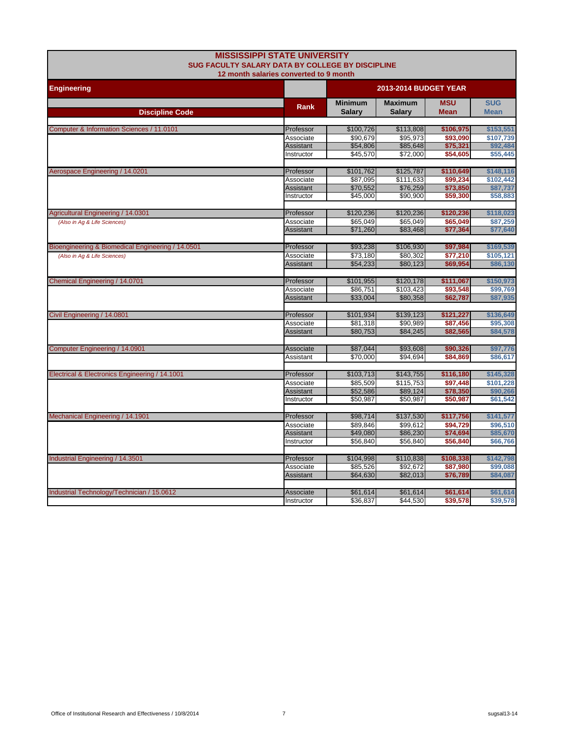# MISSISSIPPI STATE UNIVERSITY

## SUG FACULTY SALARY DATA BY COLLEGE BY DISCIPLINE

12 month salaries converted to 9 month

| Engineering | | 2013-2014 BUDGET YEAR | | | |
|---|---|---|---|---|---|
| Discipline Code | Rank | Minimum Salary | Maximum Salary | MSU Mean | SUG Mean |
| Computer & Information Sciences / 11.0101 | Professor | $100,726 | $113,808 | $106,975 | $153,551 |
| | Associate | $90,679 | $95,973 | $93,090 | $107,739 |
| | Assistant | $54,806 | $85,648 | $75,321 | $92,484 |
| | Instructor | $45,570 | $72,000 | $54,605 | $55,445 |
| Aerospace Engineering / 14.0201 | Professor | $101,762 | $125,787 | $110,649 | $148,116 |
| | Associate | $87,095 | $111,633 | $99,234 | $102,442 |
| | Assistant | $70,552 | $76,259 | $73,850 | $87,737 |
| | Instructor | $45,000 | $90,900 | $59,300 | $58,883 |
| Agricultural Engineering / 14.0301 | Professor | $120,236 | $120,236 | $120,236 | $118,023 |
| *(Also in Ag & Life Sciences)* | Associate | $65,049 | $65,049 | $65,049 | $87,259 |
| | Assistant | $71,260 | $83,468 | $77,364 | $77,640 |
| Bioengineering & Biomedical Engineering / 14.0501 | Professor | $93,238 | $106,930 | $97,984 | $169,539 |
| *(Also in Ag & Life Sciences)* | Associate | $73,180 | $80,302 | $77,210 | $105,121 |
| | Assistant | $54,233 | $80,123 | $69,954 | $86,130 |
| Chemical Engineering / 14.0701 | Professor | $101,955 | $120,178 | $111,067 | $150,973 |
| | Associate | $86,751 | $103,423 | $93,548 | $99,769 |
| | Assistant | $33,004 | $80,358 | $62,787 | $87,935 |
| Civil Engineering / 14.0801 | Professor | $101,934 | $139,123 | $121,227 | $136,649 |
| | Associate | $81,318 | $90,989 | $87,456 | $95,308 |
| | Assistant | $80,753 | $84,245 | $82,565 | $84,578 |
| Computer Engineering / 14.0901 | Associate | $87,044 | $93,608 | $90,326 | $97,776 |
| | Assistant | $70,000 | $94,694 | $84,869 | $86,617 |
| Electrical & Electronics Engineering / 14.1001 | Professor | $103,713 | $143,755 | $116,180 | $145,328 |
| | Associate | $85,509 | $115,753 | $97,448 | $101,228 |
| | Assistant | $52,586 | $89,124 | $78,350 | $90,266 |
| | Instructor | $50,987 | $50,987 | $50,987 | $61,542 |
| Mechanical Engineering / 14.1901 | Professor | $98,714 | $137,530 | $117,756 | $141,577 |
| | Associate | $89,846 | $99,612 | $94,729 | $96,510 |
| | Assistant | $49,080 | $86,230 | $74,694 | $85,670 |
| | Instructor | $56,840 | $56,840 | $56,840 | $66,766 |
| Industrial Engineering / 14.3501 | Professor | $104,998 | $110,838 | $108,338 | $142,798 |
| | Associate | $85,526 | $92,672 | $87,980 | $99,088 |
| | Assistant | $64,630 | $82,013 | $76,789 | $84,087 |
| Industrial Technology/Technician / 15.0612 | Associate | $61,614 | $61,614 | $61,614 | $61,614 |
| | Instructor | $36,837 | $44,530 | $39,578 | $39,578 |

Office of Institutional Research and Effectiveness / 10/8/2014

sugsal13-14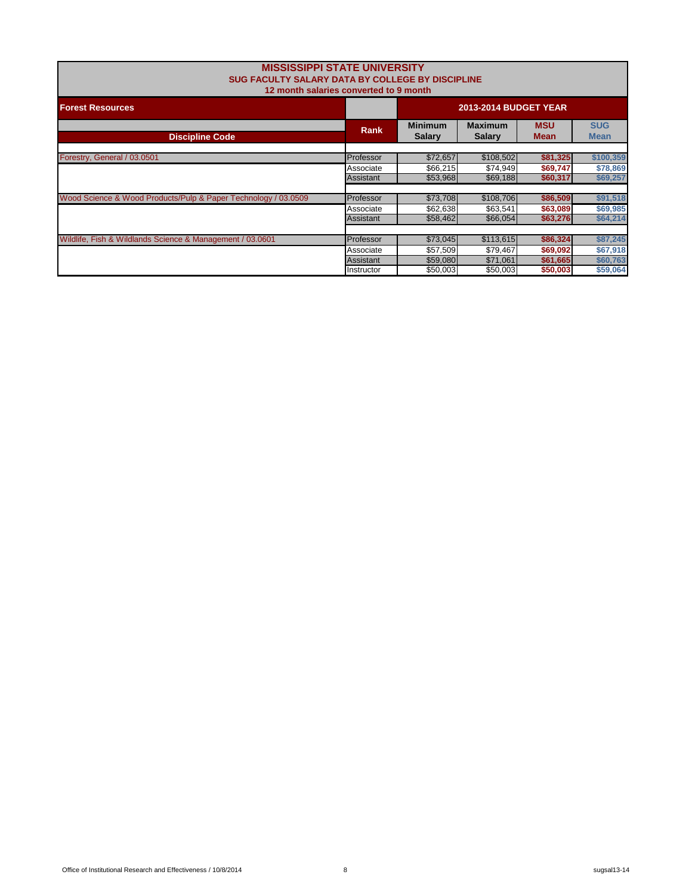# MISSISSIPPI STATE UNIVERSITY

## SUG FACULTY SALARY DATA BY COLLEGE BY DISCIPLINE

### 12 month salaries converted to 9 month

| Forest Resources | | 2013-2014 BUDGET YEAR | | | |
|---|---|---|---|---|---|
| Discipline Code | Rank | Minimum Salary | Maximum Salary | MSU Mean | SUG Mean |
| Forestry, General / 03.0501 | Professor | $72,657 | $108,502 | $81,325 | $100,359 |
| | Associate | $66,215 | $74,949 | $69,747 | $78,869 |
| | Assistant | $53,968 | $69,188 | $60,317 | $69,257 |
| Wood Science & Wood Products/Pulp & Paper Technology / 03.0509 | Professor | $73,708 | $108,706 | $86,509 | $91,518 |
| | Associate | $62,638 | $63,541 | $63,089 | $69,985 |
| | Assistant | $58,462 | $66,054 | $63,276 | $64,214 |
| Wildlife, Fish & Wildlands Science & Management / 03.0601 | Professor | $73,045 | $113,615 | $86,324 | $87,245 |
| | Associate | $57,509 | $79,467 | $69,092 | $67,918 |
| | Assistant | $59,080 | $71,061 | $61,665 | $60,763 |
| | Instructor | $50,003 | $50,003 | $50,003 | $59,064 |

Office of Institutional Research and Effectiveness / 10/8/2014 sugsal13-14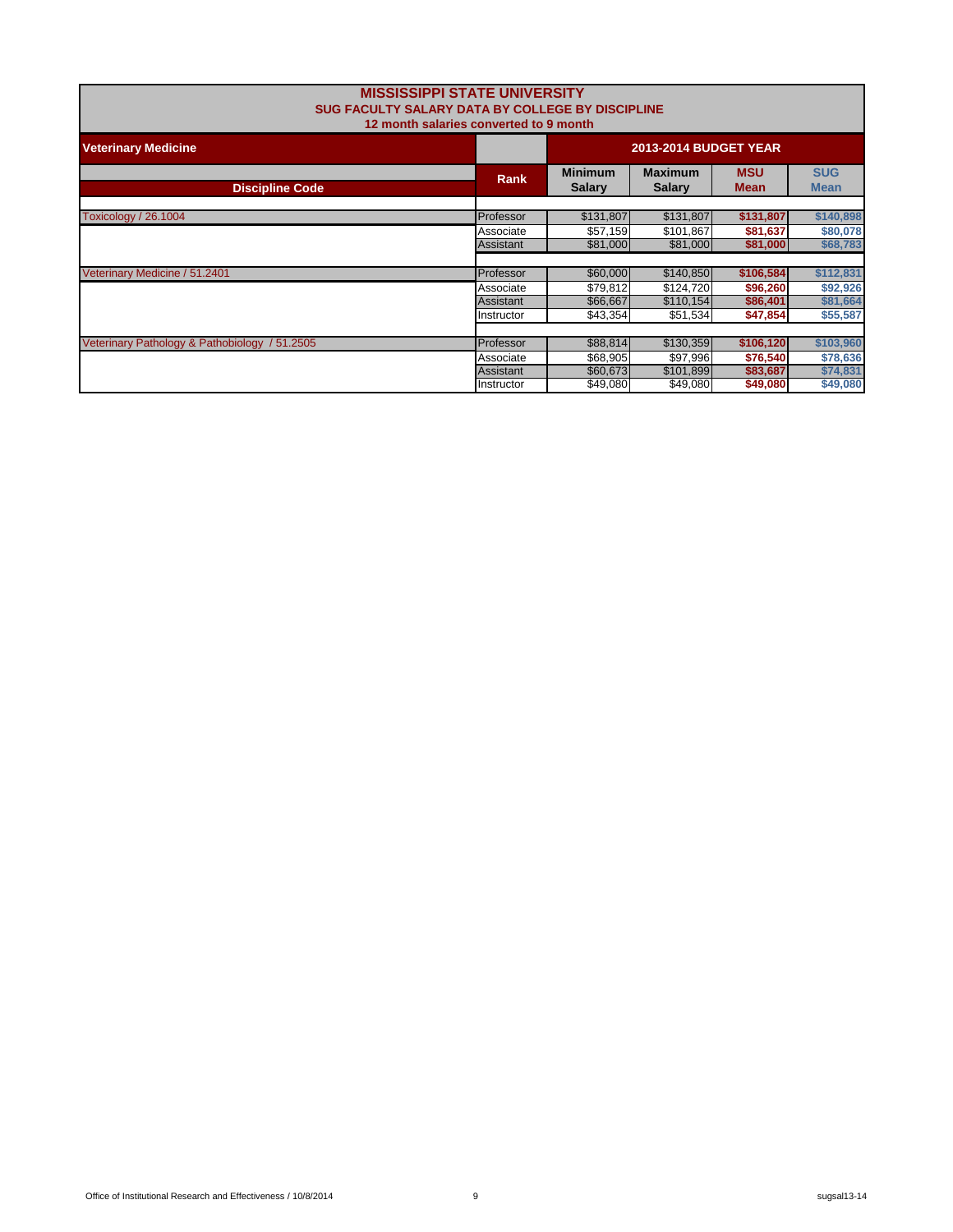# MISSISSIPPI STATE UNIVERSITY
## SUG FACULTY SALARY DATA BY COLLEGE BY DISCIPLINE
### 12 month salaries converted to 9 month

| Veterinary Medicine | | 2013-2014 BUDGET YEAR | | | |
|---|---|---|---|---|---|
| **Discipline Code** | **Rank** | **Minimum Salary** | **Maximum Salary** | **MSU Mean** | **SUG Mean** |
| Toxicology / 26.1004 | Professor | $131,807 | $131,807 | $131,807 | $140,898 |
| | Associate | $57,159 | $101,867 | $81,637 | $80,078 |
| | Assistant | $81,000 | $81,000 | $81,000 | $68,783 |
| Veterinary Medicine / 51.2401 | Professor | $60,000 | $140,850 | $106,584 | $112,831 |
| | Associate | $79,812 | $124,720 | $96,260 | $92,926 |
| | Assistant | $66,667 | $110,154 | $86,401 | $81,664 |
| | Instructor | $43,354 | $51,534 | $47,854 | $55,587 |
| Veterinary Pathology & Pathobiology / 51.2505 | Professor | $88,814 | $130,359 | $106,120 | $103,960 |
| | Associate | $68,905 | $97,996 | $76,540 | $78,636 |
| | Assistant | $60,673 | $101,899 | $83,687 | $74,831 |
| | Instructor | $49,080 | $49,080 | $49,080 | $49,080 |

Office of Institutional Research and Effectiveness / 10/8/2014 sugsal13-14